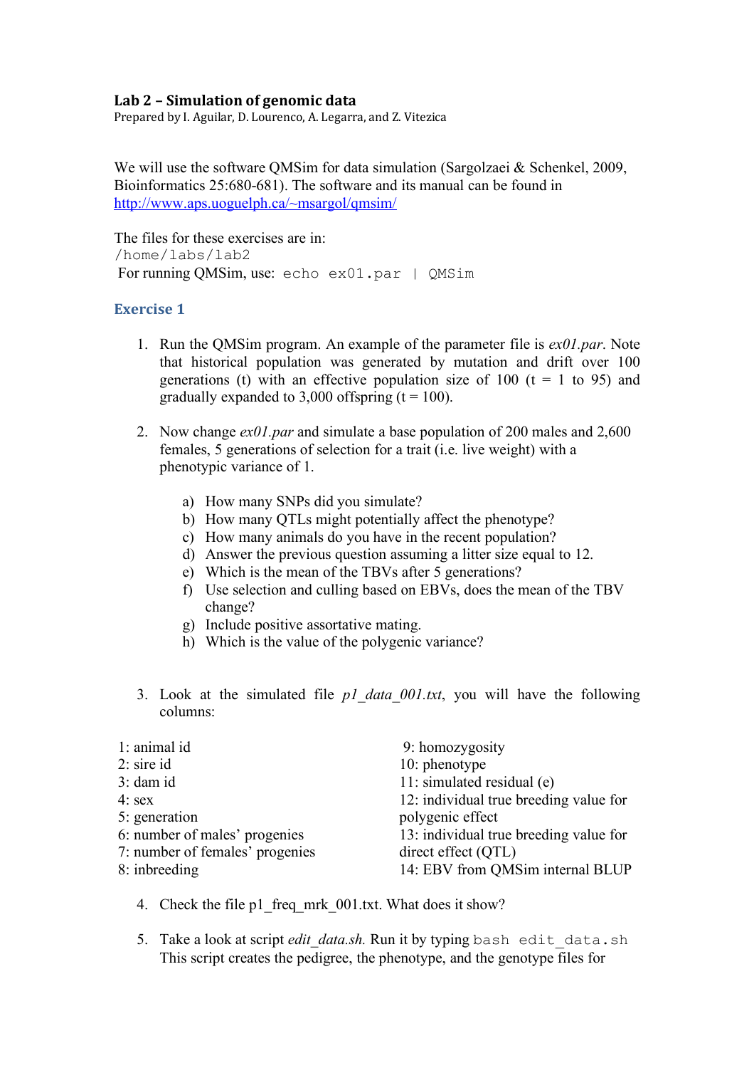## Lab 2 – Simulation of genomic data

Prepared by I. Aguilar, D. Lourenco, A. Legarra, and Z. Vitezica

We will use the software QMSim for data simulation (Sargolzaei & Schenkel, 2009, Bioinformatics 25:680-681). The software and its manual can be found in [http://www.aps.uoguelph.ca/~msargol/qmsim/](http://www.aps.uoguelph.ca/~msargol/qmsim/)

The files for these exercises are in:
`/home/labs/lab2`
For running QMSim, use: `echo ex01.par | QMSim`

### Exercise 1

1. Run the QMSim program. An example of the parameter file is *ex01.par*. Note that historical population was generated by mutation and drift over 100 generations (t) with an effective population size of 100 (t = 1 to 95) and gradually expanded to 3,000 offspring (t = 100).

2. Now change *ex01.par* and simulate a base population of 200 males and 2,600 females, 5 generations of selection for a trait (i.e. live weight) with a phenotypic variance of 1.

   a) How many SNPs did you simulate?
   b) How many QTLs might potentially affect the phenotype?
   c) How many animals do you have in the recent population?
   d) Answer the previous question assuming a litter size equal to 12.
   e) Which is the mean of the TBVs after 5 generations?
   f) Use selection and culling based on EBVs, does the mean of the TBV change?
   g) Include positive assortative mating.
   h) Which is the value of the polygenic variance?

3. Look at the simulated file *p1_data_001.txt*, you will have the following columns:

1: animal id
2: sire id
3: dam id
4: sex
5: generation
6: number of males' progenies
7: number of females' progenies
8: inbreeding
9: homozygosity
10: phenotype
11: simulated residual (e)
12: individual true breeding value for polygenic effect
13: individual true breeding value for direct effect (QTL)
14: EBV from QMSim internal BLUP

4. Check the file p1_freq_mrk_001.txt. What does it show?

5. Take a look at script *edit_data.sh*. Run it by typing `bash edit_data.sh`
   This script creates the pedigree, the phenotype, and the genotype files for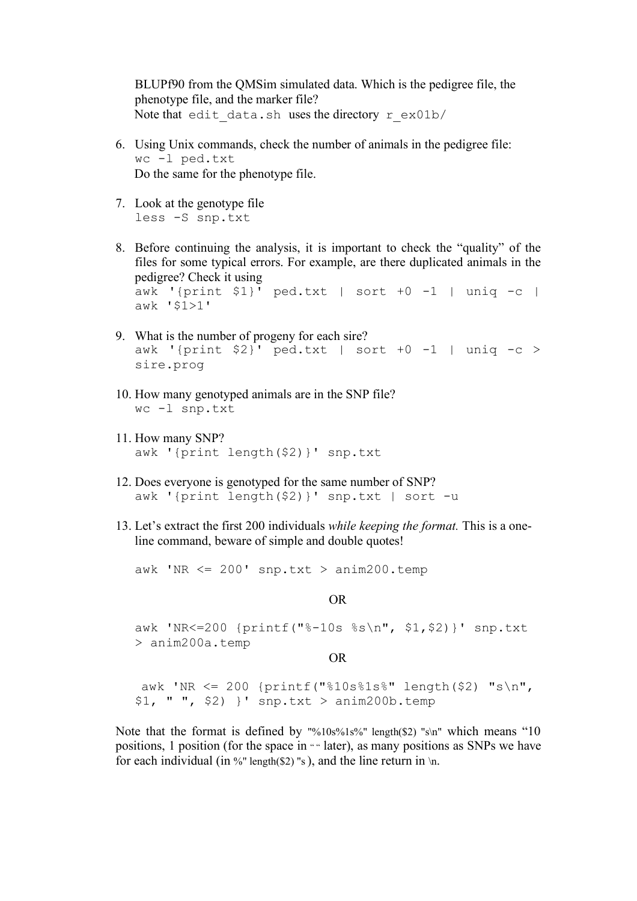BLUPf90 from the QMSim simulated data. Which is the pedigree file, the phenotype file, and the marker file?
Note that `edit_data.sh` uses the directory `r_ex01b/`

6. Using Unix commands, check the number of animals in the pedigree file:
   ```
   wc -l ped.txt
   ```
   Do the same for the phenotype file.

7. Look at the genotype file
   ```
   less -S snp.txt
   ```

8. Before continuing the analysis, it is important to check the "quality" of the files for some typical errors. For example, are there duplicated animals in the pedigree? Check it using
   ```
   awk '{print $1}' ped.txt | sort +0 -1 | uniq -c | awk '$1>1'
   ```

9. What is the number of progeny for each sire?
   ```
   awk '{print $2}' ped.txt | sort +0 -1 | uniq -c > sire.prog
   ```

10. How many genotyped animals are in the SNP file?
    ```
    wc -l snp.txt
    ```

11. How many SNP?
    ```
    awk '{print length($2)}' snp.txt
    ```

12. Does everyone is genotyped for the same number of SNP?
    ```
    awk '{print length($2)}' snp.txt | sort -u
    ```

13. Let's extract the first 200 individuals *while keeping the format.* This is a one-line command, beware of simple and double quotes!

    ```
    awk 'NR <= 200' snp.txt > anim200.temp
    ```

    OR

    ```
    awk 'NR<=200 {printf("%-10s %s\n", $1,$2)}' snp.txt > anim200a.temp
    ```

    OR

    ```
    awk 'NR <= 200 {printf("%10s%1s%" length($2) "s\n", $1, " ", $2) }' snp.txt > anim200b.temp
    ```

Note that the format is defined by `"%10s%1s%" length($2) "s\n"` which means "10 positions, 1 position (for the space in `" "` later), as many positions as SNPs we have for each individual (in `%" length($2) "s` ), and the line return in `\n`.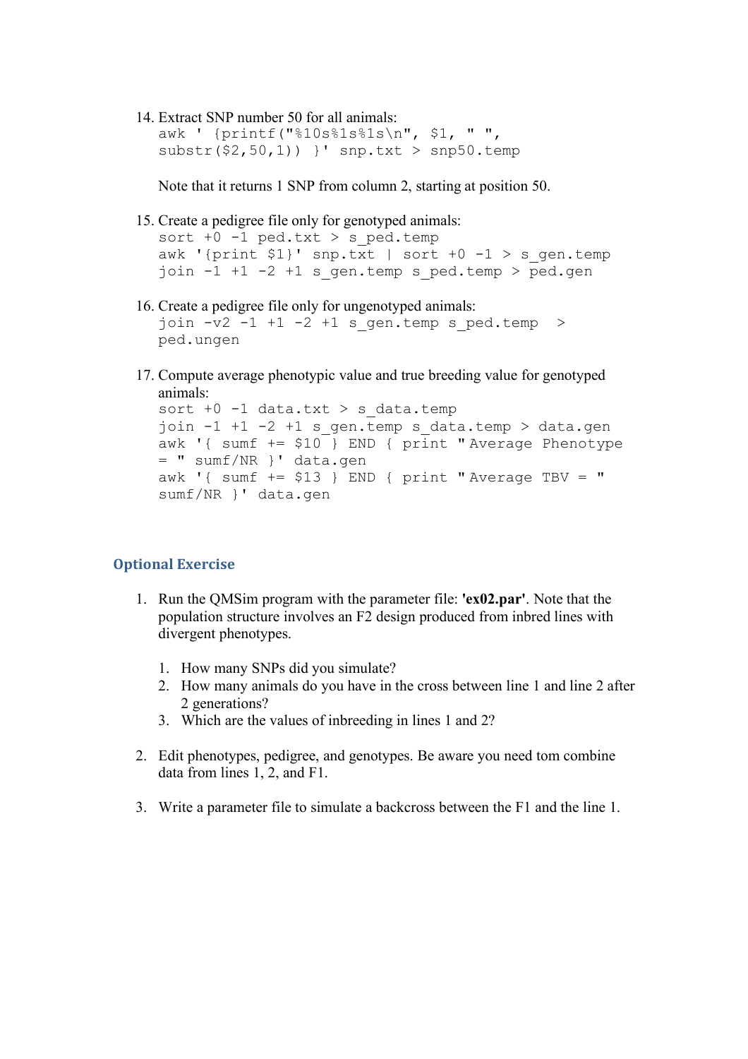14. Extract SNP number 50 for all animals:
    ```
    awk ' {printf("%10s%1s%1s\n", $1, " ",
    substr($2,50,1)) }' snp.txt > snp50.temp
    ```

    Note that it returns 1 SNP from column 2, starting at position 50.

15. Create a pedigree file only for genotyped animals:
    ```
    sort +0 -1 ped.txt > s_ped.temp
    awk '{print $1}' snp.txt | sort +0 -1 > s_gen.temp
    join -1 +1 -2 +1 s_gen.temp s_ped.temp > ped.gen
    ```

16. Create a pedigree file only for ungenotyped animals:
    ```
    join -v2 -1 +1 -2 +1 s_gen.temp s_ped.temp  >
    ped.ungen
    ```

17. Compute average phenotypic value and true breeding value for genotyped animals:
    ```
    sort +0 -1 data.txt > s_data.temp
    join -1 +1 -2 +1 s_gen.temp s_data.temp > data.gen
    awk '{ sumf += $10 } END { print "Average Phenotype
    = " sumf/NR }' data.gen
    awk '{ sumf += $13 } END { print "Average TBV = "
    sumf/NR }' data.gen
    ```

## Optional Exercise

1. Run the QMSim program with the parameter file: **'ex02.par'**. Note that the population structure involves an F2 design produced from inbred lines with divergent phenotypes.

    1. How many SNPs did you simulate?
    2. How many animals do you have in the cross between line 1 and line 2 after 2 generations?
    3. Which are the values of inbreeding in lines 1 and 2?

2. Edit phenotypes, pedigree, and genotypes. Be aware you need tom combine data from lines 1, 2, and F1.

3. Write a parameter file to simulate a backcross between the F1 and the line 1.